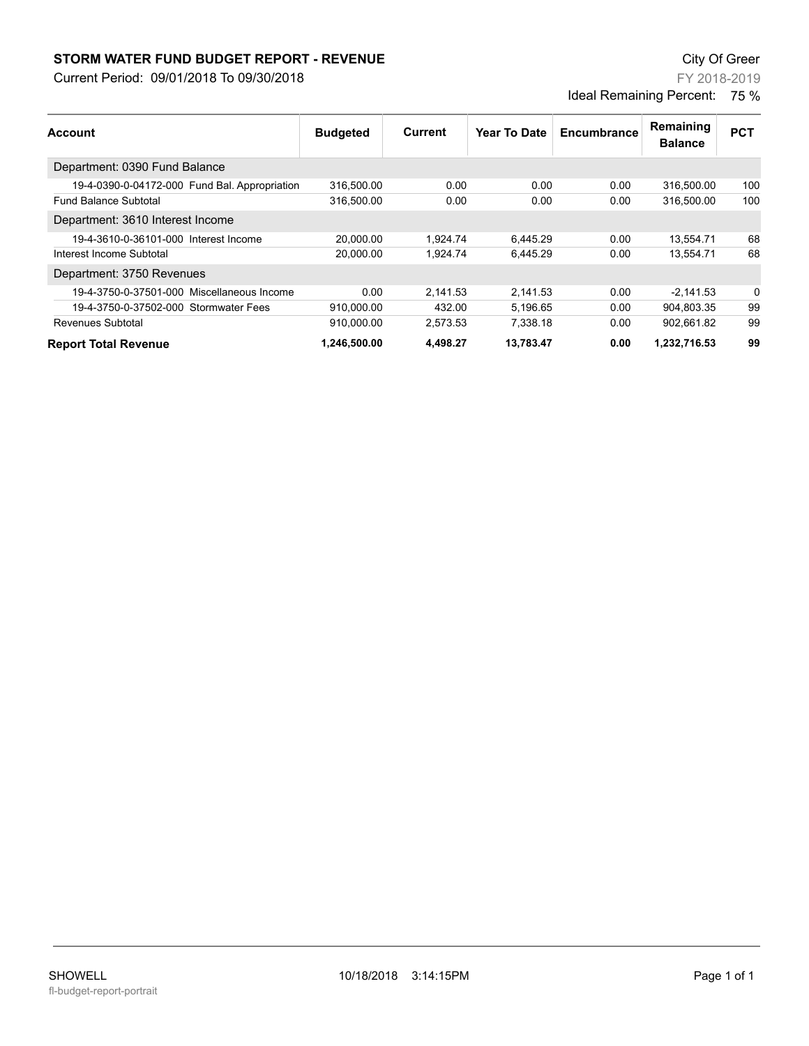# STORM WATER FUND BUDGET REPORT - REVENUE

Current Period: 09/01/2018 To 09/30/2018

City Of Greer

FY 2018-2019

Ideal Remaining Percent: 75 %

| Account | Budgeted | Current | Year To Date | Encumbrance | Remaining Balance | PCT |
|---|---|---|---|---|---|---|
| Department: 0390 Fund Balance | | | | | | |
| 19-4-0390-0-04172-000 Fund Bal. Appropriation | 316,500.00 | 0.00 | 0.00 | 0.00 | 316,500.00 | 100 |
| Fund Balance Subtotal | 316,500.00 | 0.00 | 0.00 | 0.00 | 316,500.00 | 100 |
| Department: 3610 Interest Income | | | | | | |
| 19-4-3610-0-36101-000 Interest Income | 20,000.00 | 1,924.74 | 6,445.29 | 0.00 | 13,554.71 | 68 |
| Interest Income Subtotal | 20,000.00 | 1,924.74 | 6,445.29 | 0.00 | 13,554.71 | 68 |
| Department: 3750 Revenues | | | | | | |
| 19-4-3750-0-37501-000 Miscellaneous Income | 0.00 | 2,141.53 | 2,141.53 | 0.00 | -2,141.53 | 0 |
| 19-4-3750-0-37502-000 Stormwater Fees | 910,000.00 | 432.00 | 5,196.65 | 0.00 | 904,803.35 | 99 |
| Revenues Subtotal | 910,000.00 | 2,573.53 | 7,338.18 | 0.00 | 902,661.82 | 99 |
| **Report Total Revenue** | **1,246,500.00** | **4,498.27** | **13,783.47** | **0.00** | **1,232,716.53** | **99** |

SHOWELL 10/18/2018 3:14:15PM

fl-budget-report-portrait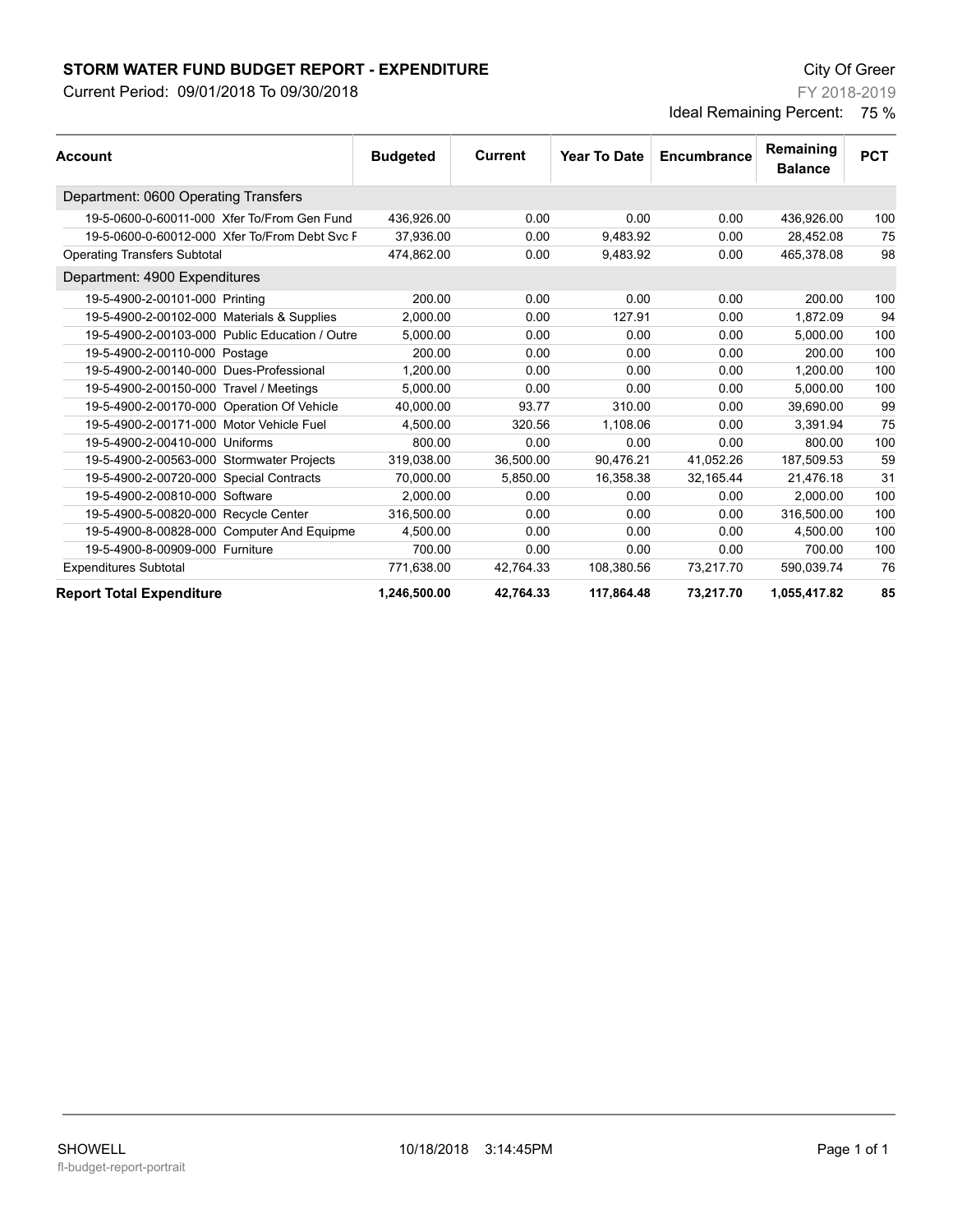# STORM WATER FUND BUDGET REPORT - EXPENDITURE

City Of Greer

Current Period: 09/01/2018 To 09/30/2018

FY 2018-2019

Ideal Remaining Percent: 75 %

| Account | Budgeted | Current | Year To Date | Encumbrance | Remaining Balance | PCT |
|---|---|---|---|---|---|---|
| Department: 0600 Operating Transfers | | | | | | |
| 19-5-0600-0-60011-000 Xfer To/From Gen Fund | 436,926.00 | 0.00 | 0.00 | 0.00 | 436,926.00 | 100 |
| 19-5-0600-0-60012-000 Xfer To/From Debt Svc F | 37,936.00 | 0.00 | 9,483.92 | 0.00 | 28,452.08 | 75 |
| Operating Transfers Subtotal | 474,862.00 | 0.00 | 9,483.92 | 0.00 | 465,378.08 | 98 |
| Department: 4900 Expenditures | | | | | | |
| 19-5-4900-2-00101-000 Printing | 200.00 | 0.00 | 0.00 | 0.00 | 200.00 | 100 |
| 19-5-4900-2-00102-000 Materials & Supplies | 2,000.00 | 0.00 | 127.91 | 0.00 | 1,872.09 | 94 |
| 19-5-4900-2-00103-000 Public Education / Outre | 5,000.00 | 0.00 | 0.00 | 0.00 | 5,000.00 | 100 |
| 19-5-4900-2-00110-000 Postage | 200.00 | 0.00 | 0.00 | 0.00 | 200.00 | 100 |
| 19-5-4900-2-00140-000 Dues-Professional | 1,200.00 | 0.00 | 0.00 | 0.00 | 1,200.00 | 100 |
| 19-5-4900-2-00150-000 Travel / Meetings | 5,000.00 | 0.00 | 0.00 | 0.00 | 5,000.00 | 100 |
| 19-5-4900-2-00170-000 Operation Of Vehicle | 40,000.00 | 93.77 | 310.00 | 0.00 | 39,690.00 | 99 |
| 19-5-4900-2-00171-000 Motor Vehicle Fuel | 4,500.00 | 320.56 | 1,108.06 | 0.00 | 3,391.94 | 75 |
| 19-5-4900-2-00410-000 Uniforms | 800.00 | 0.00 | 0.00 | 0.00 | 800.00 | 100 |
| 19-5-4900-2-00563-000 Stormwater Projects | 319,038.00 | 36,500.00 | 90,476.21 | 41,052.26 | 187,509.53 | 59 |
| 19-5-4900-2-00720-000 Special Contracts | 70,000.00 | 5,850.00 | 16,358.38 | 32,165.44 | 21,476.18 | 31 |
| 19-5-4900-2-00810-000 Software | 2,000.00 | 0.00 | 0.00 | 0.00 | 2,000.00 | 100 |
| 19-5-4900-5-00820-000 Recycle Center | 316,500.00 | 0.00 | 0.00 | 0.00 | 316,500.00 | 100 |
| 19-5-4900-8-00828-000 Computer And Equipme | 4,500.00 | 0.00 | 0.00 | 0.00 | 4,500.00 | 100 |
| 19-5-4900-8-00909-000 Furniture | 700.00 | 0.00 | 0.00 | 0.00 | 700.00 | 100 |
| Expenditures Subtotal | 771,638.00 | 42,764.33 | 108,380.56 | 73,217.70 | 590,039.74 | 76 |
| **Report Total Expenditure** | **1,246,500.00** | **42,764.33** | **117,864.48** | **73,217.70** | **1,055,417.82** | **85** |

SHOWELL 10/18/2018 3:14:45PM

fl-budget-report-portrait